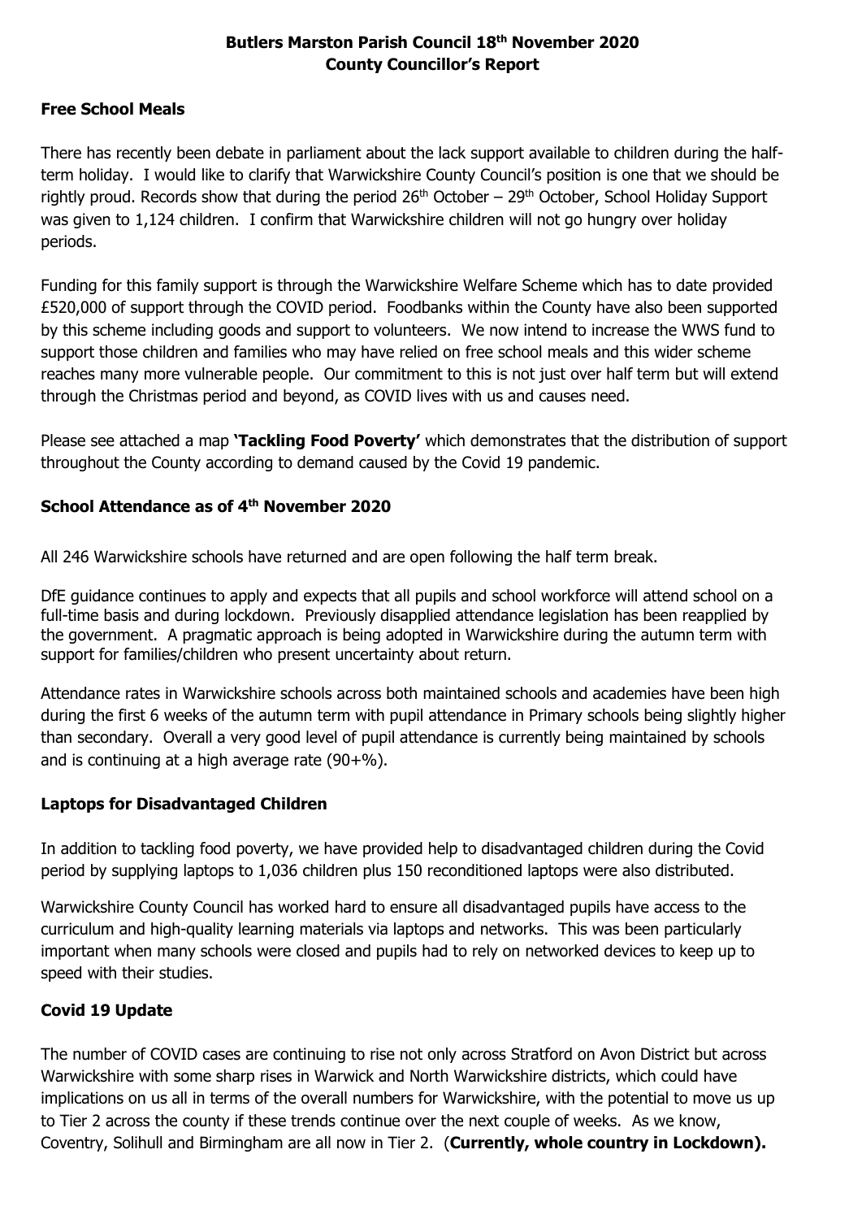# Butlers Marston Parish Council 18th November 2020
# County Councillor's Report

## Free School Meals

There has recently been debate in parliament about the lack support available to children during the half-term holiday. I would like to clarify that Warwickshire County Council's position is one that we should be rightly proud. Records show that during the period 26th October – 29th October, School Holiday Support was given to 1,124 children. I confirm that Warwickshire children will not go hungry over holiday periods.

Funding for this family support is through the Warwickshire Welfare Scheme which has to date provided £520,000 of support through the COVID period. Foodbanks within the County have also been supported by this scheme including goods and support to volunteers. We now intend to increase the WWS fund to support those children and families who may have relied on free school meals and this wider scheme reaches many more vulnerable people. Our commitment to this is not just over half term but will extend through the Christmas period and beyond, as COVID lives with us and causes need.

Please see attached a map **'Tackling Food Poverty'** which demonstrates that the distribution of support throughout the County according to demand caused by the Covid 19 pandemic.

## School Attendance as of 4th November 2020

All 246 Warwickshire schools have returned and are open following the half term break.

DfE guidance continues to apply and expects that all pupils and school workforce will attend school on a full-time basis and during lockdown. Previously disapplied attendance legislation has been reapplied by the government. A pragmatic approach is being adopted in Warwickshire during the autumn term with support for families/children who present uncertainty about return.

Attendance rates in Warwickshire schools across both maintained schools and academies have been high during the first 6 weeks of the autumn term with pupil attendance in Primary schools being slightly higher than secondary. Overall a very good level of pupil attendance is currently being maintained by schools and is continuing at a high average rate (90+%).

## Laptops for Disadvantaged Children

In addition to tackling food poverty, we have provided help to disadvantaged children during the Covid period by supplying laptops to 1,036 children plus 150 reconditioned laptops were also distributed.

Warwickshire County Council has worked hard to ensure all disadvantaged pupils have access to the curriculum and high-quality learning materials via laptops and networks. This was been particularly important when many schools were closed and pupils had to rely on networked devices to keep up to speed with their studies.

## Covid 19 Update

The number of COVID cases are continuing to rise not only across Stratford on Avon District but across Warwickshire with some sharp rises in Warwick and North Warwickshire districts, which could have implications on us all in terms of the overall numbers for Warwickshire, with the potential to move us up to Tier 2 across the county if these trends continue over the next couple of weeks. As we know, Coventry, Solihull and Birmingham are all now in Tier 2. (**Currently, whole country in Lockdown).**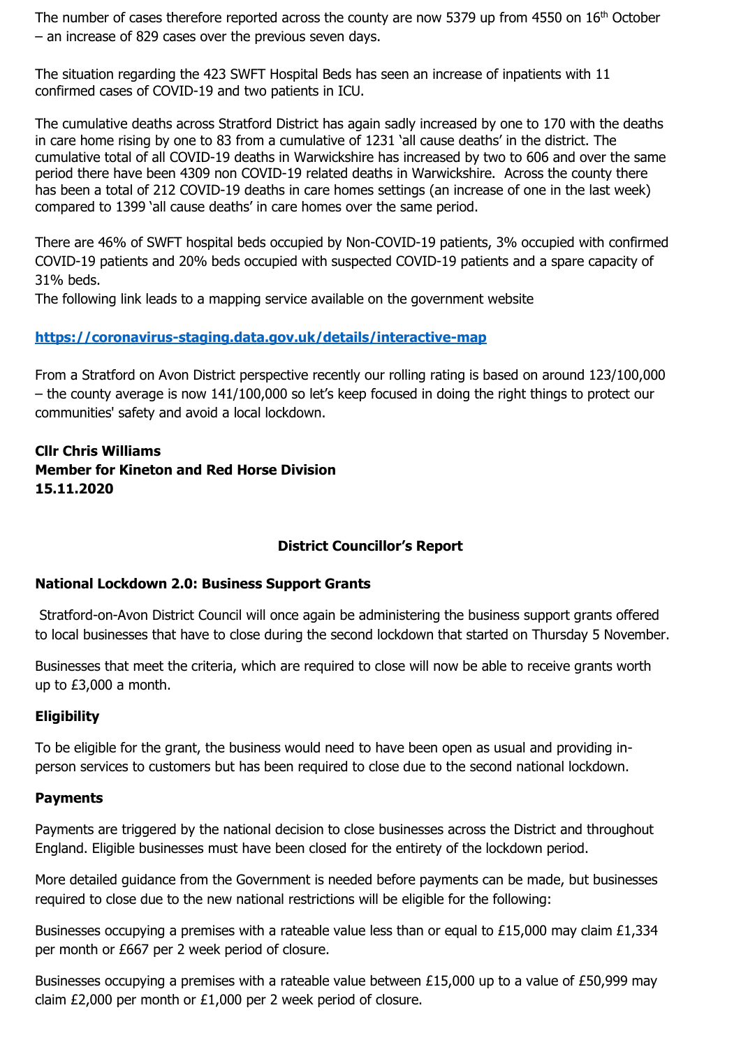The number of cases therefore reported across the county are now 5379 up from 4550 on 16th October – an increase of 829 cases over the previous seven days.

The situation regarding the 423 SWFT Hospital Beds has seen an increase of inpatients with 11 confirmed cases of COVID-19 and two patients in ICU.

The cumulative deaths across Stratford District has again sadly increased by one to 170 with the deaths in care home rising by one to 83 from a cumulative of 1231 'all cause deaths' in the district. The cumulative total of all COVID-19 deaths in Warwickshire has increased by two to 606 and over the same period there have been 4309 non COVID-19 related deaths in Warwickshire. Across the county there has been a total of 212 COVID-19 deaths in care homes settings (an increase of one in the last week) compared to 1399 'all cause deaths' in care homes over the same period.

There are 46% of SWFT hospital beds occupied by Non-COVID-19 patients, 3% occupied with confirmed COVID-19 patients and 20% beds occupied with suspected COVID-19 patients and a spare capacity of 31% beds.

The following link leads to a mapping service available on the government website

**https://coronavirus-staging.data.gov.uk/details/interactive-map**

From a Stratford on Avon District perspective recently our rolling rating is based on around 123/100,000 – the county average is now 141/100,000 so let's keep focused in doing the right things to protect our communities' safety and avoid a local lockdown.

**Cllr Chris Williams**
**Member for Kineton and Red Horse Division**
**15.11.2020**

## District Councillor's Report

### National Lockdown 2.0: Business Support Grants

Stratford-on-Avon District Council will once again be administering the business support grants offered to local businesses that have to close during the second lockdown that started on Thursday 5 November.

Businesses that meet the criteria, which are required to close will now be able to receive grants worth up to £3,000 a month.

### Eligibility

To be eligible for the grant, the business would need to have been open as usual and providing in-person services to customers but has been required to close due to the second national lockdown.

### Payments

Payments are triggered by the national decision to close businesses across the District and throughout England. Eligible businesses must have been closed for the entirety of the lockdown period.

More detailed guidance from the Government is needed before payments can be made, but businesses required to close due to the new national restrictions will be eligible for the following:

Businesses occupying a premises with a rateable value less than or equal to £15,000 may claim £1,334 per month or £667 per 2 week period of closure.

Businesses occupying a premises with a rateable value between £15,000 up to a value of £50,999 may claim £2,000 per month or £1,000 per 2 week period of closure.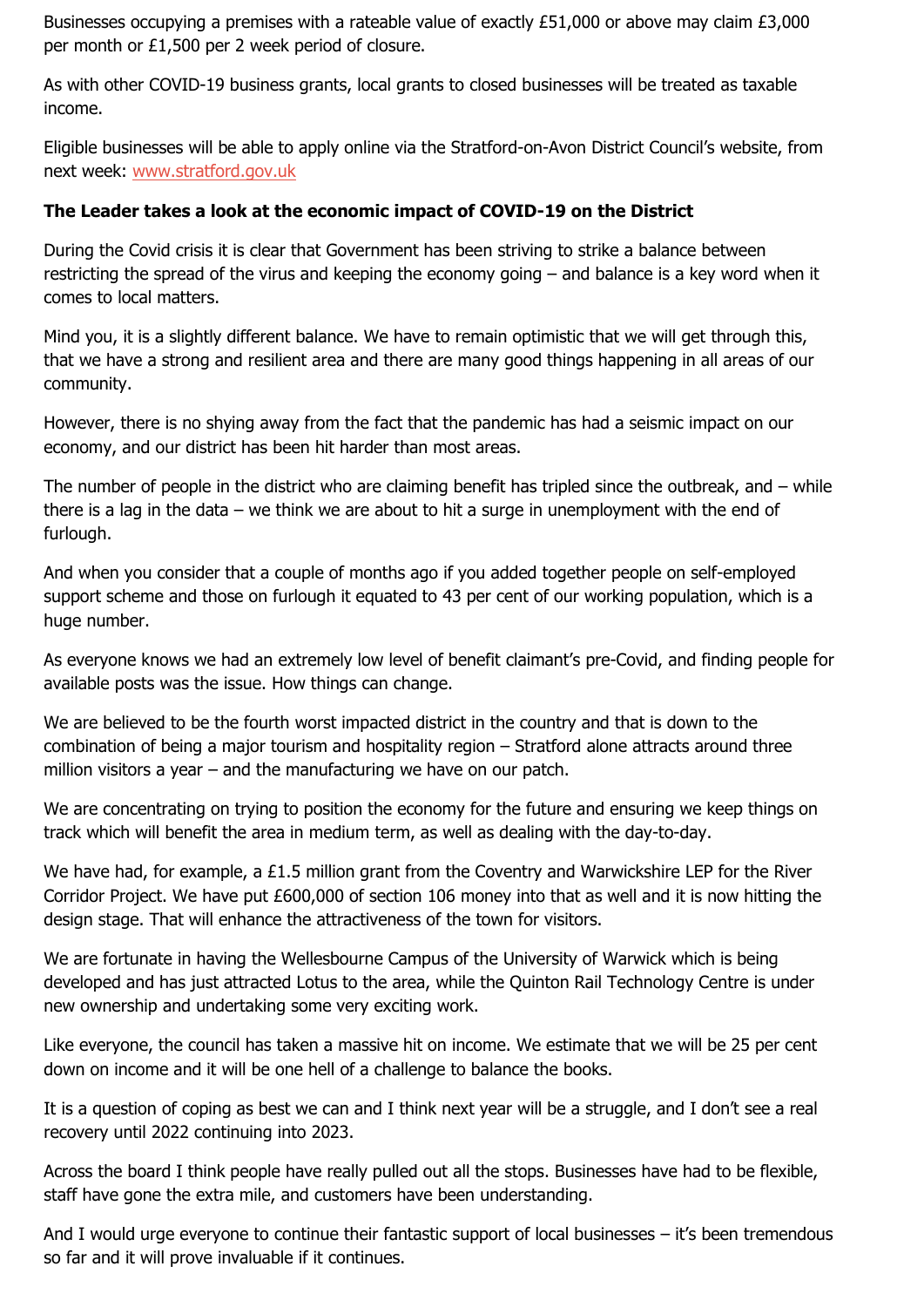Businesses occupying a premises with a rateable value of exactly £51,000 or above may claim £3,000 per month or £1,500 per 2 week period of closure.

As with other COVID-19 business grants, local grants to closed businesses will be treated as taxable income.

Eligible businesses will be able to apply online via the Stratford-on-Avon District Council's website, from next week: www.stratford.gov.uk

**The Leader takes a look at the economic impact of COVID-19 on the District**

During the Covid crisis it is clear that Government has been striving to strike a balance between restricting the spread of the virus and keeping the economy going – and balance is a key word when it comes to local matters.

Mind you, it is a slightly different balance. We have to remain optimistic that we will get through this, that we have a strong and resilient area and there are many good things happening in all areas of our community.

However, there is no shying away from the fact that the pandemic has had a seismic impact on our economy, and our district has been hit harder than most areas.

The number of people in the district who are claiming benefit has tripled since the outbreak, and – while there is a lag in the data – we think we are about to hit a surge in unemployment with the end of furlough.

And when you consider that a couple of months ago if you added together people on self-employed support scheme and those on furlough it equated to 43 per cent of our working population, which is a huge number.

As everyone knows we had an extremely low level of benefit claimant's pre-Covid, and finding people for available posts was the issue. How things can change.

We are believed to be the fourth worst impacted district in the country and that is down to the combination of being a major tourism and hospitality region – Stratford alone attracts around three million visitors a year – and the manufacturing we have on our patch.

We are concentrating on trying to position the economy for the future and ensuring we keep things on track which will benefit the area in medium term, as well as dealing with the day-to-day.

We have had, for example, a £1.5 million grant from the Coventry and Warwickshire LEP for the River Corridor Project. We have put £600,000 of section 106 money into that as well and it is now hitting the design stage. That will enhance the attractiveness of the town for visitors.

We are fortunate in having the Wellesbourne Campus of the University of Warwick which is being developed and has just attracted Lotus to the area, while the Quinton Rail Technology Centre is under new ownership and undertaking some very exciting work.

Like everyone, the council has taken a massive hit on income. We estimate that we will be 25 per cent down on income and it will be one hell of a challenge to balance the books.

It is a question of coping as best we can and I think next year will be a struggle, and I don't see a real recovery until 2022 continuing into 2023.

Across the board I think people have really pulled out all the stops. Businesses have had to be flexible, staff have gone the extra mile, and customers have been understanding.

And I would urge everyone to continue their fantastic support of local businesses – it's been tremendous so far and it will prove invaluable if it continues.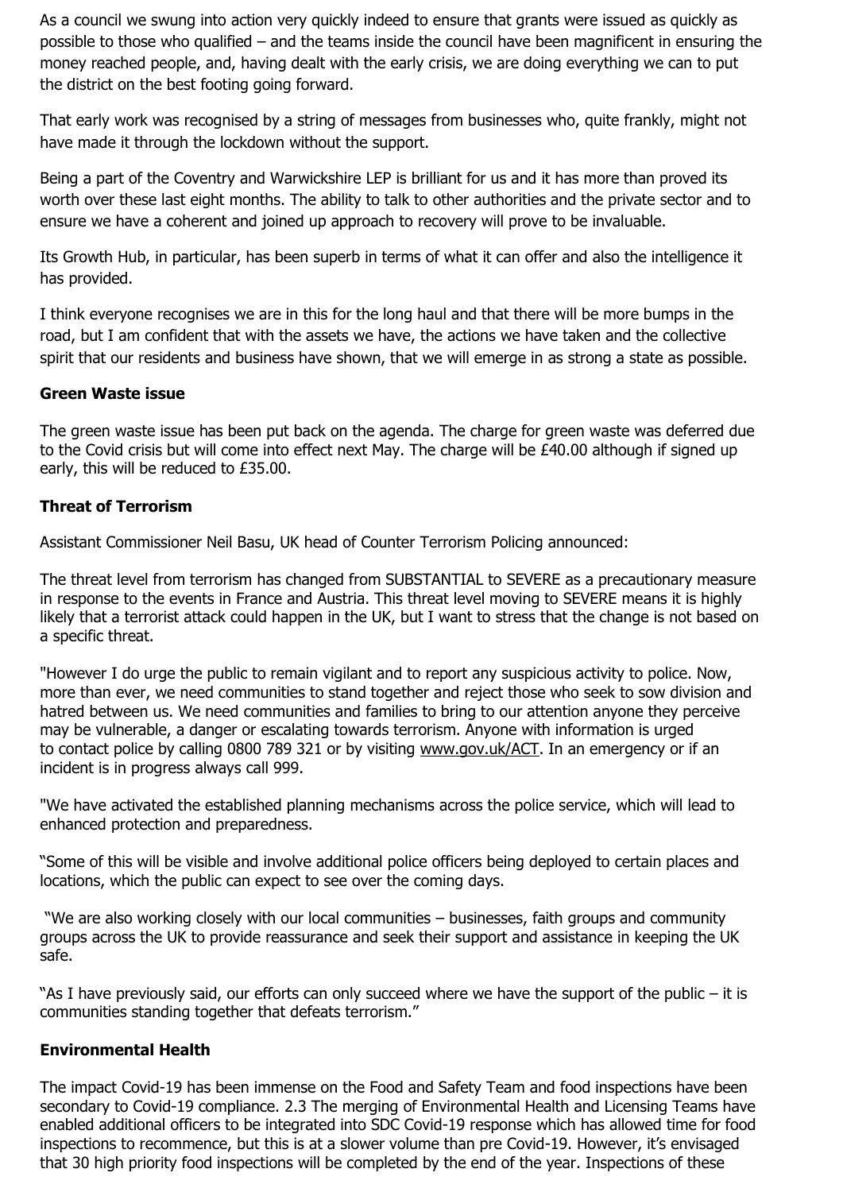As a council we swung into action very quickly indeed to ensure that grants were issued as quickly as possible to those who qualified – and the teams inside the council have been magnificent in ensuring the money reached people, and, having dealt with the early crisis, we are doing everything we can to put the district on the best footing going forward.

That early work was recognised by a string of messages from businesses who, quite frankly, might not have made it through the lockdown without the support.

Being a part of the Coventry and Warwickshire LEP is brilliant for us and it has more than proved its worth over these last eight months. The ability to talk to other authorities and the private sector and to ensure we have a coherent and joined up approach to recovery will prove to be invaluable.

Its Growth Hub, in particular, has been superb in terms of what it can offer and also the intelligence it has provided.

I think everyone recognises we are in this for the long haul and that there will be more bumps in the road, but I am confident that with the assets we have, the actions we have taken and the collective spirit that our residents and business have shown, that we will emerge in as strong a state as possible.

**Green Waste issue**

The green waste issue has been put back on the agenda. The charge for green waste was deferred due to the Covid crisis but will come into effect next May. The charge will be £40.00 although if signed up early, this will be reduced to £35.00.

**Threat of Terrorism**

Assistant Commissioner Neil Basu, UK head of Counter Terrorism Policing announced:

The threat level from terrorism has changed from SUBSTANTIAL to SEVERE as a precautionary measure in response to the events in France and Austria. This threat level moving to SEVERE means it is highly likely that a terrorist attack could happen in the UK, but I want to stress that the change is not based on a specific threat.

"However I do urge the public to remain vigilant and to report any suspicious activity to police. Now, more than ever, we need communities to stand together and reject those who seek to sow division and hatred between us. We need communities and families to bring to our attention anyone they perceive may be vulnerable, a danger or escalating towards terrorism. Anyone with information is urged to contact police by calling 0800 789 321 or by visiting www.gov.uk/ACT. In an emergency or if an incident is in progress always call 999.

"We have activated the established planning mechanisms across the police service, which will lead to enhanced protection and preparedness.

"Some of this will be visible and involve additional police officers being deployed to certain places and locations, which the public can expect to see over the coming days.

"We are also working closely with our local communities – businesses, faith groups and community groups across the UK to provide reassurance and seek their support and assistance in keeping the UK safe.

"As I have previously said, our efforts can only succeed where we have the support of the public – it is communities standing together that defeats terrorism."

**Environmental Health**

The impact Covid-19 has been immense on the Food and Safety Team and food inspections have been secondary to Covid-19 compliance. 2.3 The merging of Environmental Health and Licensing Teams have enabled additional officers to be integrated into SDC Covid-19 response which has allowed time for food inspections to recommence, but this is at a slower volume than pre Covid-19. However, it's envisaged that 30 high priority food inspections will be completed by the end of the year. Inspections of these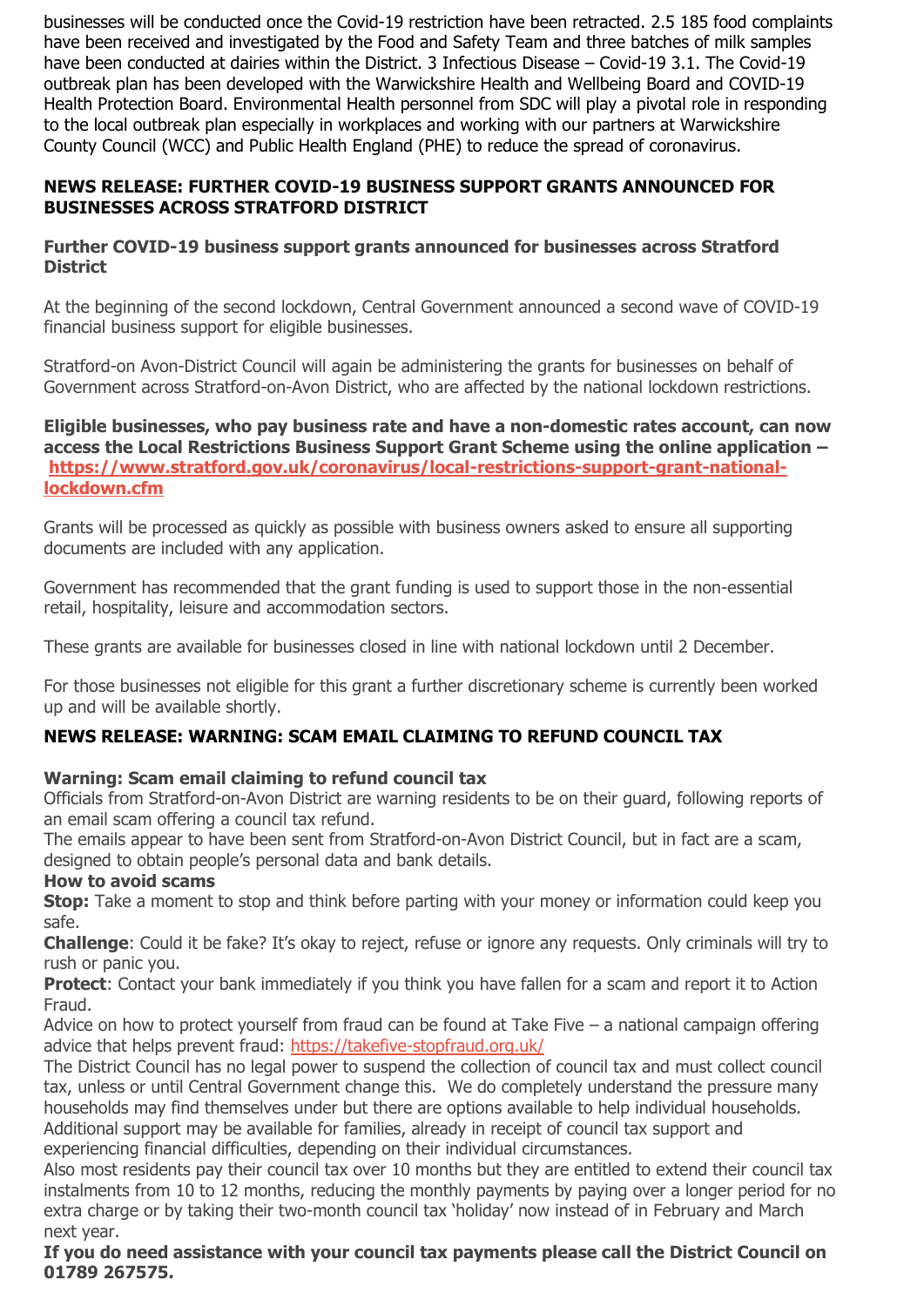businesses will be conducted once the Covid-19 restriction have been retracted. 2.5 185 food complaints have been received and investigated by the Food and Safety Team and three batches of milk samples have been conducted at dairies within the District. 3 Infectious Disease – Covid-19 3.1. The Covid-19 outbreak plan has been developed with the Warwickshire Health and Wellbeing Board and COVID-19 Health Protection Board. Environmental Health personnel from SDC will play a pivotal role in responding to the local outbreak plan especially in workplaces and working with our partners at Warwickshire County Council (WCC) and Public Health England (PHE) to reduce the spread of coronavirus.

## NEWS RELEASE: FURTHER COVID-19 BUSINESS SUPPORT GRANTS ANNOUNCED FOR BUSINESSES ACROSS STRATFORD DISTRICT

### Further COVID-19 business support grants announced for businesses across Stratford District

At the beginning of the second lockdown, Central Government announced a second wave of COVID-19 financial business support for eligible businesses.

Stratford-on Avon-District Council will again be administering the grants for businesses on behalf of Government across Stratford-on-Avon District, who are affected by the national lockdown restrictions.

**Eligible businesses, who pay business rate and have a non-domestic rates account, can now access the Local Restrictions Business Support Grant Scheme using the online application – https://www.stratford.gov.uk/coronavirus/local-restrictions-support-grant-national-lockdown.cfm**

Grants will be processed as quickly as possible with business owners asked to ensure all supporting documents are included with any application.

Government has recommended that the grant funding is used to support those in the non-essential retail, hospitality, leisure and accommodation sectors.

These grants are available for businesses closed in line with national lockdown until 2 December.

For those businesses not eligible for this grant a further discretionary scheme is currently been worked up and will be available shortly.

## NEWS RELEASE: WARNING: SCAM EMAIL CLAIMING TO REFUND COUNCIL TAX

**Warning: Scam email claiming to refund council tax**

Officials from Stratford-on-Avon District are warning residents to be on their guard, following reports of an email scam offering a council tax refund.

The emails appear to have been sent from Stratford-on-Avon District Council, but in fact are a scam, designed to obtain people's personal data and bank details.

**How to avoid scams**

**Stop:** Take a moment to stop and think before parting with your money or information could keep you safe.

**Challenge**: Could it be fake? It's okay to reject, refuse or ignore any requests. Only criminals will try to rush or panic you.

**Protect**: Contact your bank immediately if you think you have fallen for a scam and report it to Action Fraud.

Advice on how to protect yourself from fraud can be found at Take Five – a national campaign offering advice that helps prevent fraud: https://takefive-stopfraud.org.uk/

The District Council has no legal power to suspend the collection of council tax and must collect council tax, unless or until Central Government change this. We do completely understand the pressure many households may find themselves under but there are options available to help individual households.

Additional support may be available for families, already in receipt of council tax support and experiencing financial difficulties, depending on their individual circumstances.

Also most residents pay their council tax over 10 months but they are entitled to extend their council tax instalments from 10 to 12 months, reducing the monthly payments by paying over a longer period for no extra charge or by taking their two-month council tax 'holiday' now instead of in February and March next year.

**If you do need assistance with your council tax payments please call the District Council on 01789 267575.**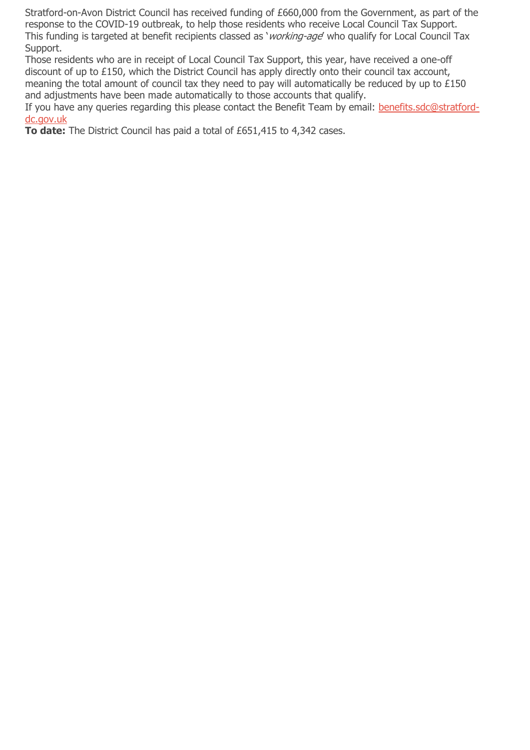Stratford-on-Avon District Council has received funding of £660,000 from the Government, as part of the response to the COVID-19 outbreak, to help those residents who receive Local Council Tax Support. This funding is targeted at benefit recipients classed as '*working-age*' who qualify for Local Council Tax Support.

Those residents who are in receipt of Local Council Tax Support, this year, have received a one-off discount of up to £150, which the District Council has apply directly onto their council tax account, meaning the total amount of council tax they need to pay will automatically be reduced by up to £150 and adjustments have been made automatically to those accounts that qualify.

If you have any queries regarding this please contact the Benefit Team by email: benefits.sdc@stratford-dc.gov.uk

**To date:** The District Council has paid a total of £651,415 to 4,342 cases.